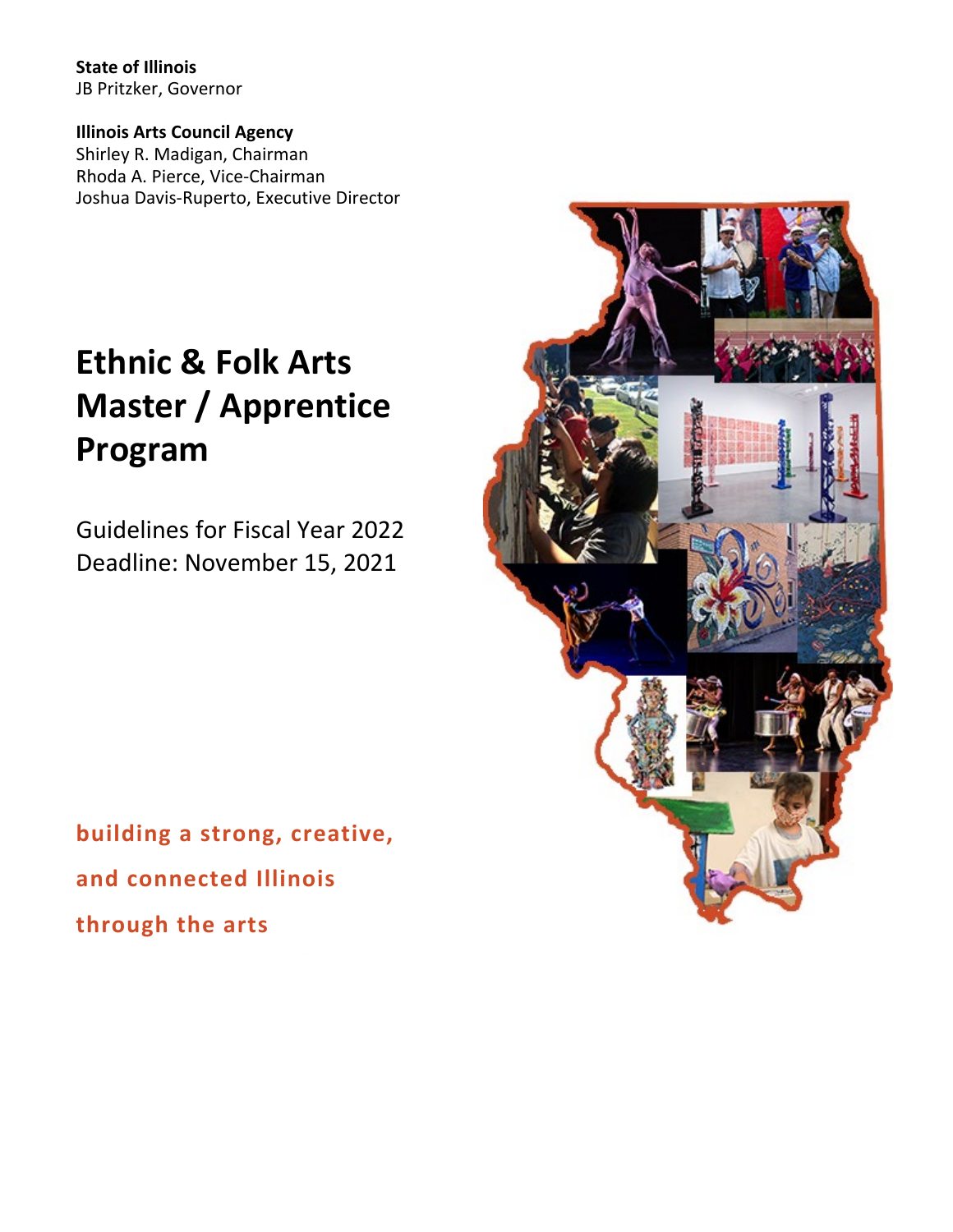**State of Illinois**
JB Pritzker, Governor

**Illinois Arts Council Agency**
Shirley R. Madigan, Chairman
Rhoda A. Pierce, Vice-Chairman
Joshua Davis-Ruperto, Executive Director

# Ethnic & Folk Arts Master / Apprentice Program

Guidelines for Fiscal Year 2022
Deadline: November 15, 2021

**building a strong, creative, and connected Illinois through the arts**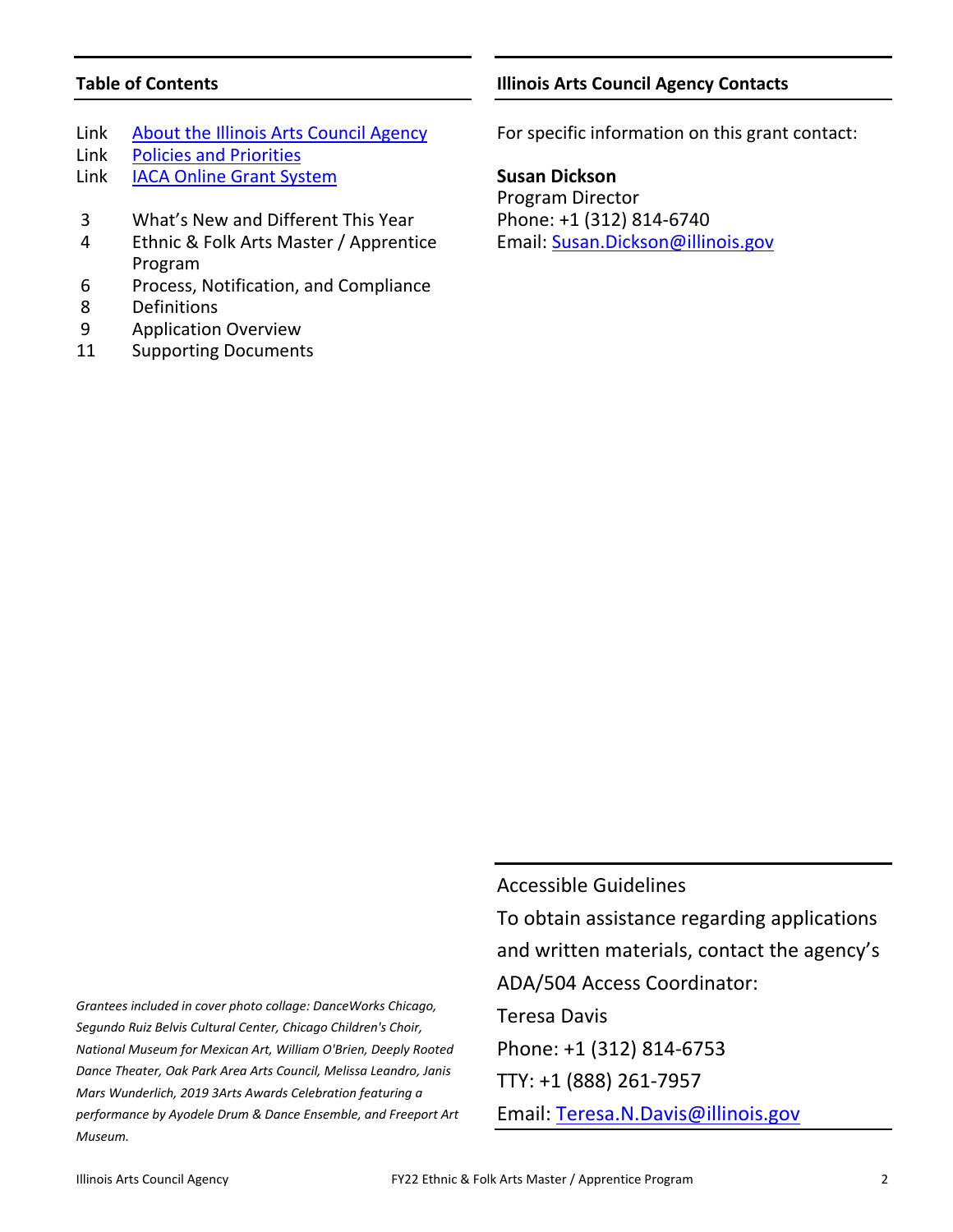## Table of Contents

| | |
|---|---|
| Link | About the Illinois Arts Council Agency |
| Link | Policies and Priorities |
| Link | IACA Online Grant System |
| 3 | What's New and Different This Year |
| 4 | Ethnic & Folk Arts Master / Apprentice Program |
| 6 | Process, Notification, and Compliance |
| 8 | Definitions |
| 9 | Application Overview |
| 11 | Supporting Documents |

## Illinois Arts Council Agency Contacts

For specific information on this grant contact:

**Susan Dickson**
Program Director
Phone: +1 (312) 814-6740
Email: Susan.Dickson@illinois.gov

*Grantees included in cover photo collage: DanceWorks Chicago, Segundo Ruiz Belvis Cultural Center, Chicago Children's Choir, National Museum for Mexican Art, William O'Brien, Deeply Rooted Dance Theater, Oak Park Area Arts Council, Melissa Leandro, Janis Mars Wunderlich, 2019 3Arts Awards Celebration featuring a performance by Ayodele Drum & Dance Ensemble, and Freeport Art Museum.*

Accessible Guidelines

To obtain assistance regarding applications and written materials, contact the agency's ADA/504 Access Coordinator:

Teresa Davis
Phone: +1 (312) 814-6753
TTY: +1 (888) 261-7957
Email: Teresa.N.Davis@illinois.gov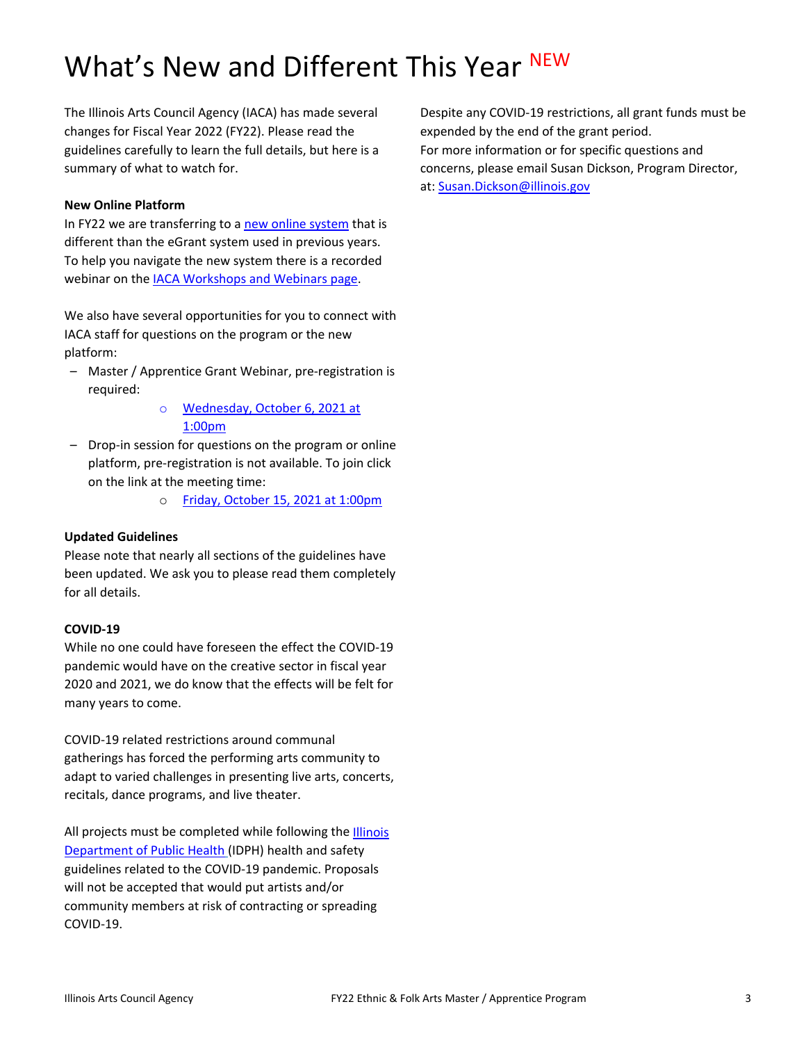# What's New and Different This Year NEW

The Illinois Arts Council Agency (IACA) has made several changes for Fiscal Year 2022 (FY22). Please read the guidelines carefully to learn the full details, but here is a summary of what to watch for.

**New Online Platform**

In FY22 we are transferring to a new online system that is different than the eGrant system used in previous years. To help you navigate the new system there is a recorded webinar on the IACA Workshops and Webinars page.

We also have several opportunities for you to connect with IACA staff for questions on the program or the new platform:

- Master / Apprentice Grant Webinar, pre-registration is required:
  - Wednesday, October 6, 2021 at 1:00pm
- Drop-in session for questions on the program or online platform, pre-registration is not available. To join click on the link at the meeting time:
  - Friday, October 15, 2021 at 1:00pm

**Updated Guidelines**

Please note that nearly all sections of the guidelines have been updated. We ask you to please read them completely for all details.

**COVID-19**

While no one could have foreseen the effect the COVID-19 pandemic would have on the creative sector in fiscal year 2020 and 2021, we do know that the effects will be felt for many years to come.

COVID-19 related restrictions around communal gatherings has forced the performing arts community to adapt to varied challenges in presenting live arts, concerts, recitals, dance programs, and live theater.

All projects must be completed while following the Illinois Department of Public Health (IDPH) health and safety guidelines related to the COVID-19 pandemic. Proposals will not be accepted that would put artists and/or community members at risk of contracting or spreading COVID-19.

Despite any COVID-19 restrictions, all grant funds must be expended by the end of the grant period.

For more information or for specific questions and concerns, please email Susan Dickson, Program Director, at: Susan.Dickson@illinois.gov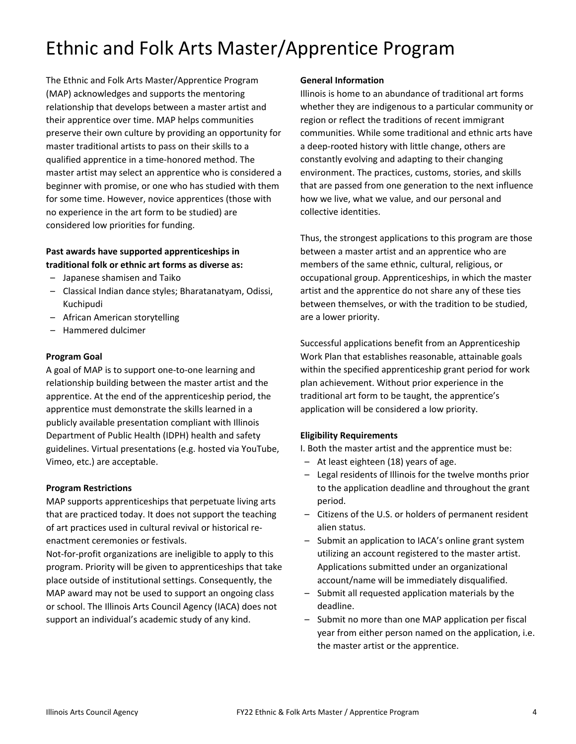# Ethnic and Folk Arts Master/Apprentice Program

The Ethnic and Folk Arts Master/Apprentice Program (MAP) acknowledges and supports the mentoring relationship that develops between a master artist and their apprentice over time. MAP helps communities preserve their own culture by providing an opportunity for master traditional artists to pass on their skills to a qualified apprentice in a time-honored method. The master artist may select an apprentice who is considered a beginner with promise, or one who has studied with them for some time. However, novice apprentices (those with no experience in the art form to be studied) are considered low priorities for funding.

**Past awards have supported apprenticeships in traditional folk or ethnic art forms as diverse as:**

- Japanese shamisen and Taiko
- Classical Indian dance styles; Bharatanatyam, Odissi, Kuchipudi
- African American storytelling
- Hammered dulcimer

**Program Goal**

A goal of MAP is to support one-to-one learning and relationship building between the master artist and the apprentice. At the end of the apprenticeship period, the apprentice must demonstrate the skills learned in a publicly available presentation compliant with Illinois Department of Public Health (IDPH) health and safety guidelines. Virtual presentations (e.g. hosted via YouTube, Vimeo, etc.) are acceptable.

**Program Restrictions**

MAP supports apprenticeships that perpetuate living arts that are practiced today. It does not support the teaching of art practices used in cultural revival or historical re-enactment ceremonies or festivals.

Not-for-profit organizations are ineligible to apply to this program. Priority will be given to apprenticeships that take place outside of institutional settings. Consequently, the MAP award may not be used to support an ongoing class or school. The Illinois Arts Council Agency (IACA) does not support an individual's academic study of any kind.

**General Information**

Illinois is home to an abundance of traditional art forms whether they are indigenous to a particular community or region or reflect the traditions of recent immigrant communities. While some traditional and ethnic arts have a deep-rooted history with little change, others are constantly evolving and adapting to their changing environment. The practices, customs, stories, and skills that are passed from one generation to the next influence how we live, what we value, and our personal and collective identities.

Thus, the strongest applications to this program are those between a master artist and an apprentice who are members of the same ethnic, cultural, religious, or occupational group. Apprenticeships, in which the master artist and the apprentice do not share any of these ties between themselves, or with the tradition to be studied, are a lower priority.

Successful applications benefit from an Apprenticeship Work Plan that establishes reasonable, attainable goals within the specified apprenticeship grant period for work plan achievement. Without prior experience in the traditional art form to be taught, the apprentice's application will be considered a low priority.

**Eligibility Requirements**

I. Both the master artist and the apprentice must be:

- At least eighteen (18) years of age.
- Legal residents of Illinois for the twelve months prior to the application deadline and throughout the grant period.
- Citizens of the U.S. or holders of permanent resident alien status.
- Submit an application to IACA's online grant system utilizing an account registered to the master artist. Applications submitted under an organizational account/name will be immediately disqualified.
- Submit all requested application materials by the deadline.
- Submit no more than one MAP application per fiscal year from either person named on the application, i.e. the master artist or the apprentice.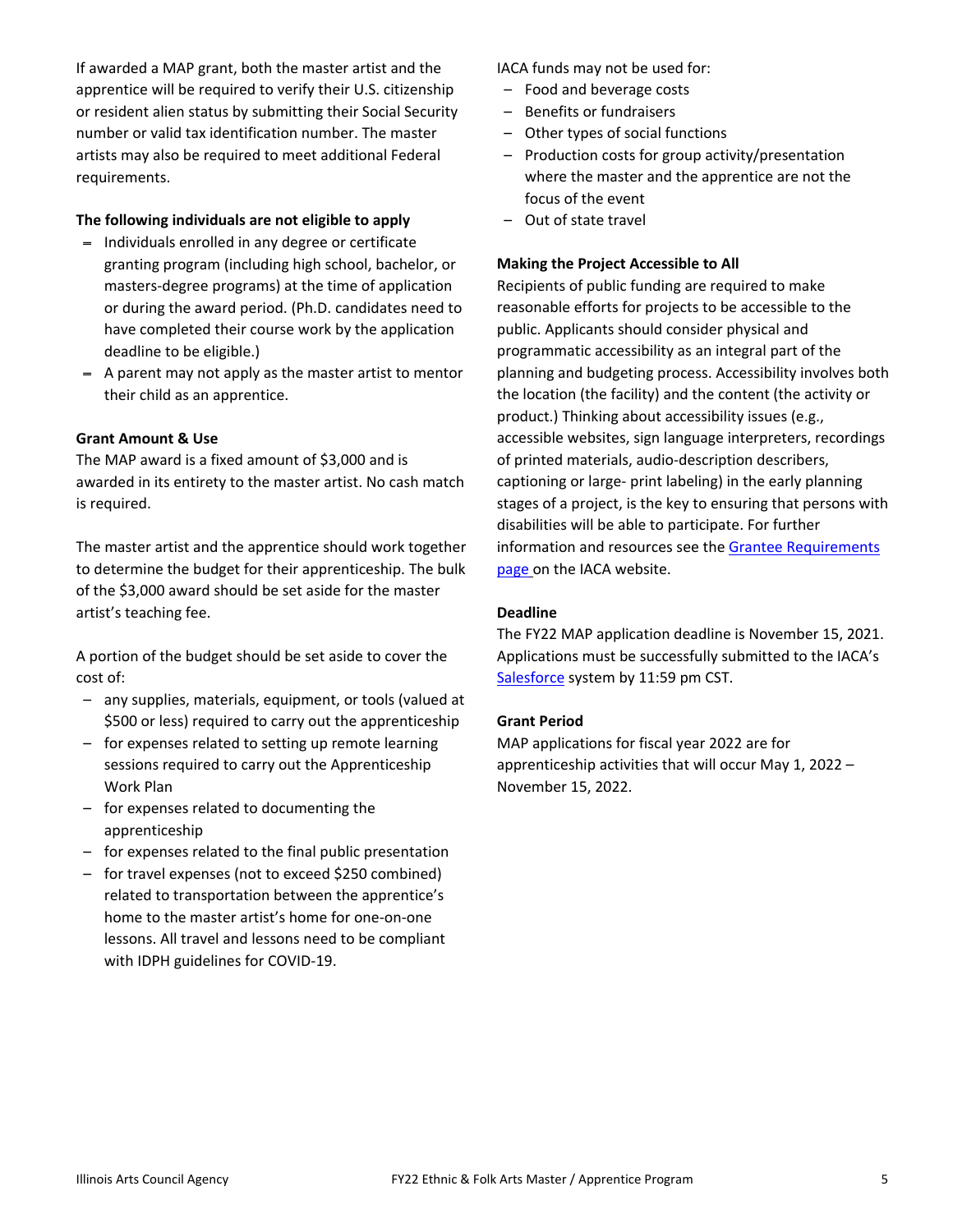If awarded a MAP grant, both the master artist and the apprentice will be required to verify their U.S. citizenship or resident alien status by submitting their Social Security number or valid tax identification number. The master artists may also be required to meet additional Federal requirements.

**The following individuals are not eligible to apply**

- Individuals enrolled in any degree or certificate granting program (including high school, bachelor, or masters-degree programs) at the time of application or during the award period. (Ph.D. candidates need to have completed their course work by the application deadline to be eligible.)
- A parent may not apply as the master artist to mentor their child as an apprentice.

**Grant Amount & Use**

The MAP award is a fixed amount of $3,000 and is awarded in its entirety to the master artist. No cash match is required.

The master artist and the apprentice should work together to determine the budget for their apprenticeship. The bulk of the $3,000 award should be set aside for the master artist's teaching fee.

A portion of the budget should be set aside to cover the cost of:

- any supplies, materials, equipment, or tools (valued at $500 or less) required to carry out the apprenticeship
- for expenses related to setting up remote learning sessions required to carry out the Apprenticeship Work Plan
- for expenses related to documenting the apprenticeship
- for expenses related to the final public presentation
- for travel expenses (not to exceed $250 combined) related to transportation between the apprentice's home to the master artist's home for one-on-one lessons. All travel and lessons need to be compliant with IDPH guidelines for COVID-19.

IACA funds may not be used for:

- Food and beverage costs
- Benefits or fundraisers
- Other types of social functions
- Production costs for group activity/presentation where the master and the apprentice are not the focus of the event
- Out of state travel

**Making the Project Accessible to All**

Recipients of public funding are required to make reasonable efforts for projects to be accessible to the public. Applicants should consider physical and programmatic accessibility as an integral part of the planning and budgeting process. Accessibility involves both the location (the facility) and the content (the activity or product.) Thinking about accessibility issues (e.g., accessible websites, sign language interpreters, recordings of printed materials, audio-description describers, captioning or large- print labeling) in the early planning stages of a project, is the key to ensuring that persons with disabilities will be able to participate. For further information and resources see the Grantee Requirements page on the IACA website.

**Deadline**

The FY22 MAP application deadline is November 15, 2021. Applications must be successfully submitted to the IACA's Salesforce system by 11:59 pm CST.

**Grant Period**

MAP applications for fiscal year 2022 are for apprenticeship activities that will occur May 1, 2022 – November 15, 2022.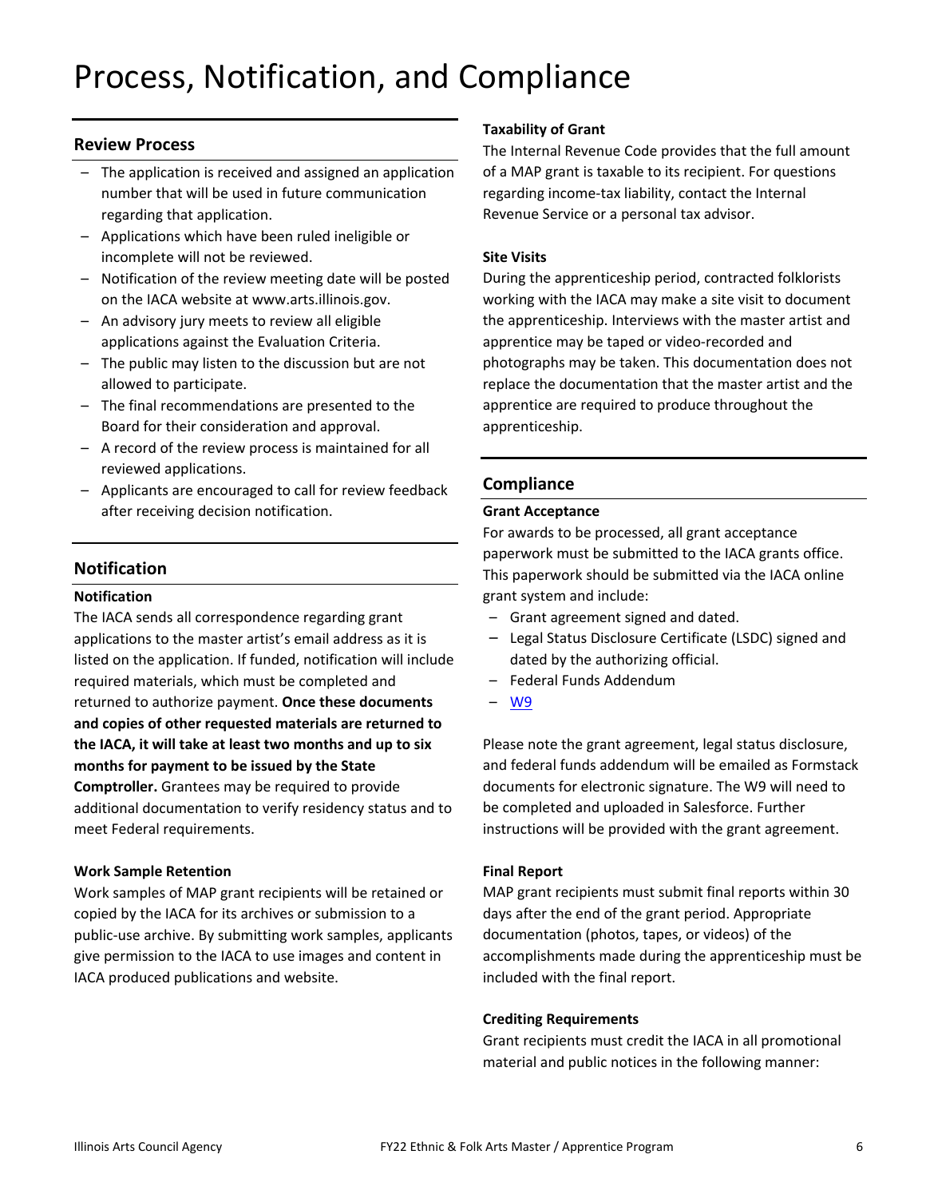# Process, Notification, and Compliance

## Review Process

- The application is received and assigned an application number that will be used in future communication regarding that application.
- Applications which have been ruled ineligible or incomplete will not be reviewed.
- Notification of the review meeting date will be posted on the IACA website at www.arts.illinois.gov.
- An advisory jury meets to review all eligible applications against the Evaluation Criteria.
- The public may listen to the discussion but are not allowed to participate.
- The final recommendations are presented to the Board for their consideration and approval.
- A record of the review process is maintained for all reviewed applications.
- Applicants are encouraged to call for review feedback after receiving decision notification.

## Notification

### Notification

The IACA sends all correspondence regarding grant applications to the master artist's email address as it is listed on the application. If funded, notification will include required materials, which must be completed and returned to authorize payment. **Once these documents and copies of other requested materials are returned to the IACA, it will take at least two months and up to six months for payment to be issued by the State Comptroller.** Grantees may be required to provide additional documentation to verify residency status and to meet Federal requirements.

### Work Sample Retention

Work samples of MAP grant recipients will be retained or copied by the IACA for its archives or submission to a public-use archive. By submitting work samples, applicants give permission to the IACA to use images and content in IACA produced publications and website.

### Taxability of Grant

The Internal Revenue Code provides that the full amount of a MAP grant is taxable to its recipient. For questions regarding income-tax liability, contact the Internal Revenue Service or a personal tax advisor.

### Site Visits

During the apprenticeship period, contracted folklorists working with the IACA may make a site visit to document the apprenticeship. Interviews with the master artist and apprentice may be taped or video-recorded and photographs may be taken. This documentation does not replace the documentation that the master artist and the apprentice are required to produce throughout the apprenticeship.

## Compliance

### Grant Acceptance

For awards to be processed, all grant acceptance paperwork must be submitted to the IACA grants office. This paperwork should be submitted via the IACA online grant system and include:

- Grant agreement signed and dated.
- Legal Status Disclosure Certificate (LSDC) signed and dated by the authorizing official.
- Federal Funds Addendum
- W9

Please note the grant agreement, legal status disclosure, and federal funds addendum will be emailed as Formstack documents for electronic signature. The W9 will need to be completed and uploaded in Salesforce. Further instructions will be provided with the grant agreement.

### Final Report

MAP grant recipients must submit final reports within 30 days after the end of the grant period. Appropriate documentation (photos, tapes, or videos) of the accomplishments made during the apprenticeship must be included with the final report.

### Crediting Requirements

Grant recipients must credit the IACA in all promotional material and public notices in the following manner: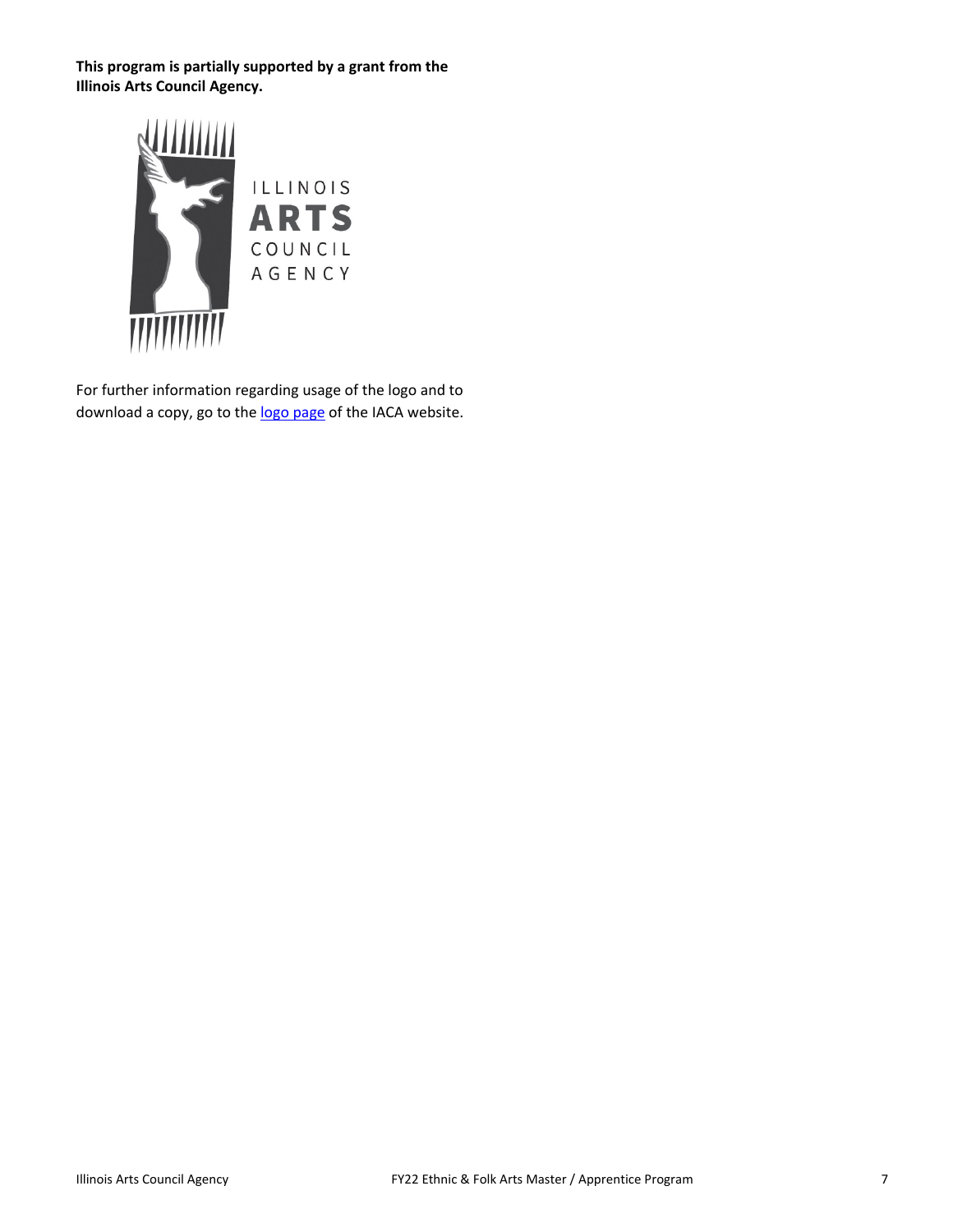**This program is partially supported by a grant from the Illinois Arts Council Agency.**

ILLINOIS
ARTS
COUNCIL
AGENCY

For further information regarding usage of the logo and to download a copy, go to the logo page of the IACA website.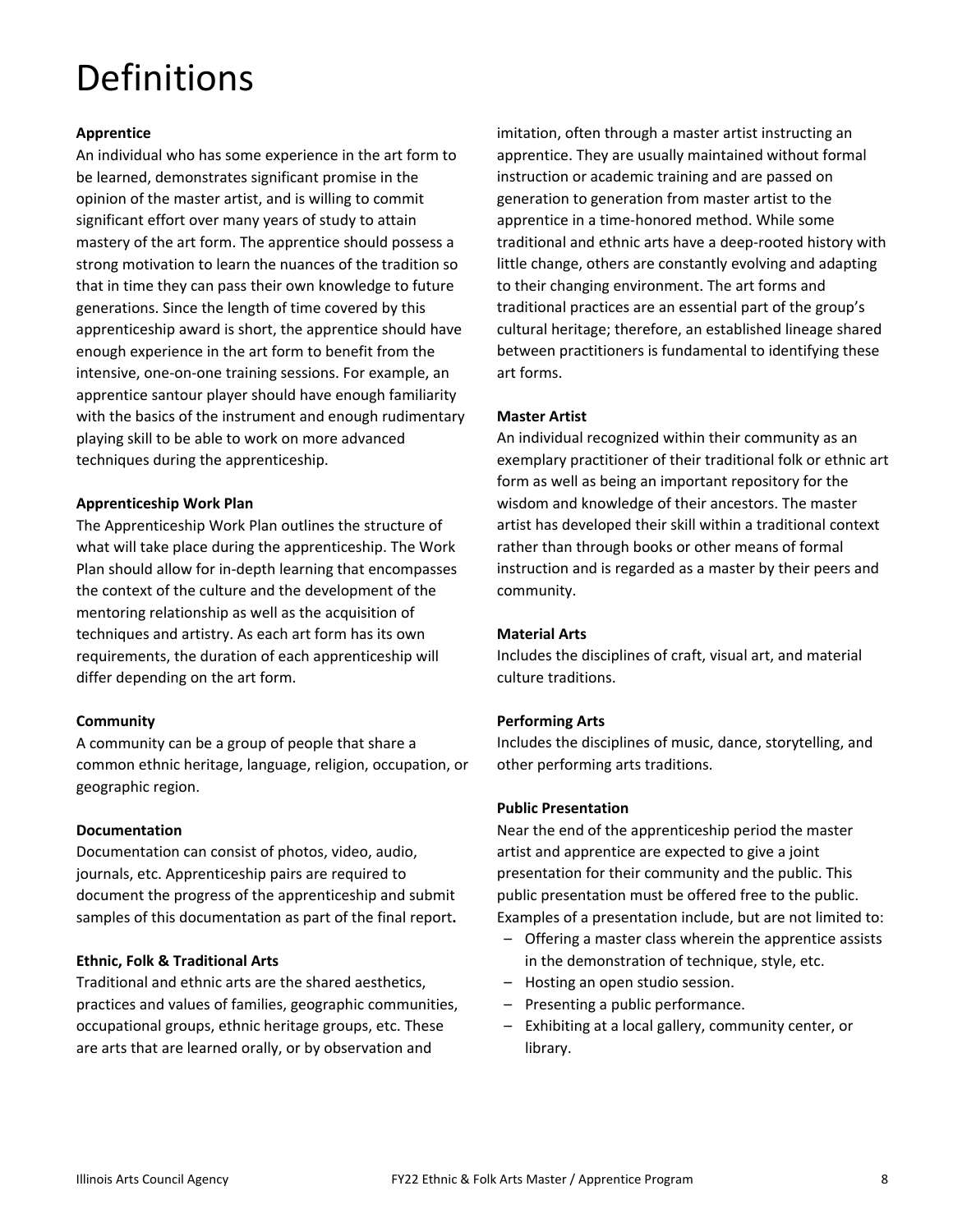# Definitions

**Apprentice**

An individual who has some experience in the art form to be learned, demonstrates significant promise in the opinion of the master artist, and is willing to commit significant effort over many years of study to attain mastery of the art form. The apprentice should possess a strong motivation to learn the nuances of the tradition so that in time they can pass their own knowledge to future generations. Since the length of time covered by this apprenticeship award is short, the apprentice should have enough experience in the art form to benefit from the intensive, one-on-one training sessions. For example, an apprentice santour player should have enough familiarity with the basics of the instrument and enough rudimentary playing skill to be able to work on more advanced techniques during the apprenticeship.

**Apprenticeship Work Plan**

The Apprenticeship Work Plan outlines the structure of what will take place during the apprenticeship. The Work Plan should allow for in-depth learning that encompasses the context of the culture and the development of the mentoring relationship as well as the acquisition of techniques and artistry. As each art form has its own requirements, the duration of each apprenticeship will differ depending on the art form.

**Community**

A community can be a group of people that share a common ethnic heritage, language, religion, occupation, or geographic region.

**Documentation**

Documentation can consist of photos, video, audio, journals, etc. Apprenticeship pairs are required to document the progress of the apprenticeship and submit samples of this documentation as part of the final report**.**

**Ethnic, Folk & Traditional Arts**

Traditional and ethnic arts are the shared aesthetics, practices and values of families, geographic communities, occupational groups, ethnic heritage groups, etc. These are arts that are learned orally, or by observation and imitation, often through a master artist instructing an apprentice. They are usually maintained without formal instruction or academic training and are passed on generation to generation from master artist to the apprentice in a time-honored method. While some traditional and ethnic arts have a deep-rooted history with little change, others are constantly evolving and adapting to their changing environment. The art forms and traditional practices are an essential part of the group's cultural heritage; therefore, an established lineage shared between practitioners is fundamental to identifying these art forms.

**Master Artist**

An individual recognized within their community as an exemplary practitioner of their traditional folk or ethnic art form as well as being an important repository for the wisdom and knowledge of their ancestors. The master artist has developed their skill within a traditional context rather than through books or other means of formal instruction and is regarded as a master by their peers and community.

**Material Arts**

Includes the disciplines of craft, visual art, and material culture traditions.

**Performing Arts**

Includes the disciplines of music, dance, storytelling, and other performing arts traditions.

**Public Presentation**

Near the end of the apprenticeship period the master artist and apprentice are expected to give a joint presentation for their community and the public. This public presentation must be offered free to the public. Examples of a presentation include, but are not limited to:

- Offering a master class wherein the apprentice assists in the demonstration of technique, style, etc.
- Hosting an open studio session.
- Presenting a public performance.
- Exhibiting at a local gallery, community center, or library.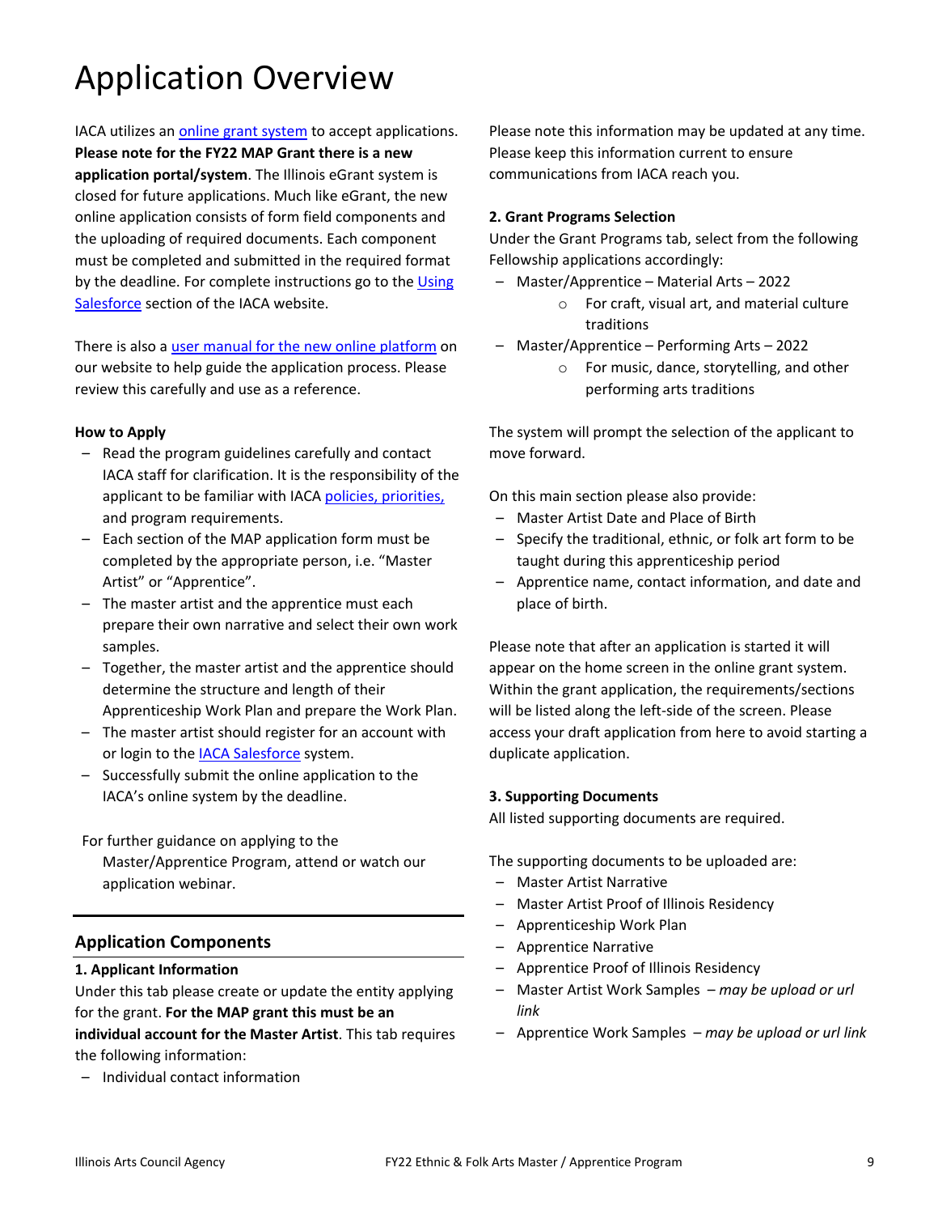# Application Overview

IACA utilizes an online grant system to accept applications. **Please note for the FY22 MAP Grant there is a new application portal/system**. The Illinois eGrant system is closed for future applications. Much like eGrant, the new online application consists of form field components and the uploading of required documents. Each component must be completed and submitted in the required format by the deadline. For complete instructions go to the Using Salesforce section of the IACA website.

There is also a user manual for the new online platform on our website to help guide the application process. Please review this carefully and use as a reference.

**How to Apply**

- Read the program guidelines carefully and contact IACA staff for clarification. It is the responsibility of the applicant to be familiar with IACA policies, priorities, and program requirements.
- Each section of the MAP application form must be completed by the appropriate person, i.e. "Master Artist" or "Apprentice".
- The master artist and the apprentice must each prepare their own narrative and select their own work samples.
- Together, the master artist and the apprentice should determine the structure and length of their Apprenticeship Work Plan and prepare the Work Plan.
- The master artist should register for an account with or login to the IACA Salesforce system.
- Successfully submit the online application to the IACA's online system by the deadline.

For further guidance on applying to the Master/Apprentice Program, attend or watch our application webinar.

## Application Components

**1. Applicant Information**

Under this tab please create or update the entity applying for the grant. **For the MAP grant this must be an individual account for the Master Artist**. This tab requires the following information:

- Individual contact information

Please note this information may be updated at any time. Please keep this information current to ensure communications from IACA reach you.

**2. Grant Programs Selection**

Under the Grant Programs tab, select from the following Fellowship applications accordingly:

- Master/Apprentice – Material Arts – 2022
  - For craft, visual art, and material culture traditions
- Master/Apprentice – Performing Arts – 2022
  - For music, dance, storytelling, and other performing arts traditions

The system will prompt the selection of the applicant to move forward.

On this main section please also provide:

- Master Artist Date and Place of Birth
- Specify the traditional, ethnic, or folk art form to be taught during this apprenticeship period
- Apprentice name, contact information, and date and place of birth.

Please note that after an application is started it will appear on the home screen in the online grant system. Within the grant application, the requirements/sections will be listed along the left-side of the screen. Please access your draft application from here to avoid starting a duplicate application.

**3. Supporting Documents**

All listed supporting documents are required.

The supporting documents to be uploaded are:

- Master Artist Narrative
- Master Artist Proof of Illinois Residency
- Apprenticeship Work Plan
- Apprentice Narrative
- Apprentice Proof of Illinois Residency
- Master Artist Work Samples *– may be upload or url link*
- Apprentice Work Samples *– may be upload or url link*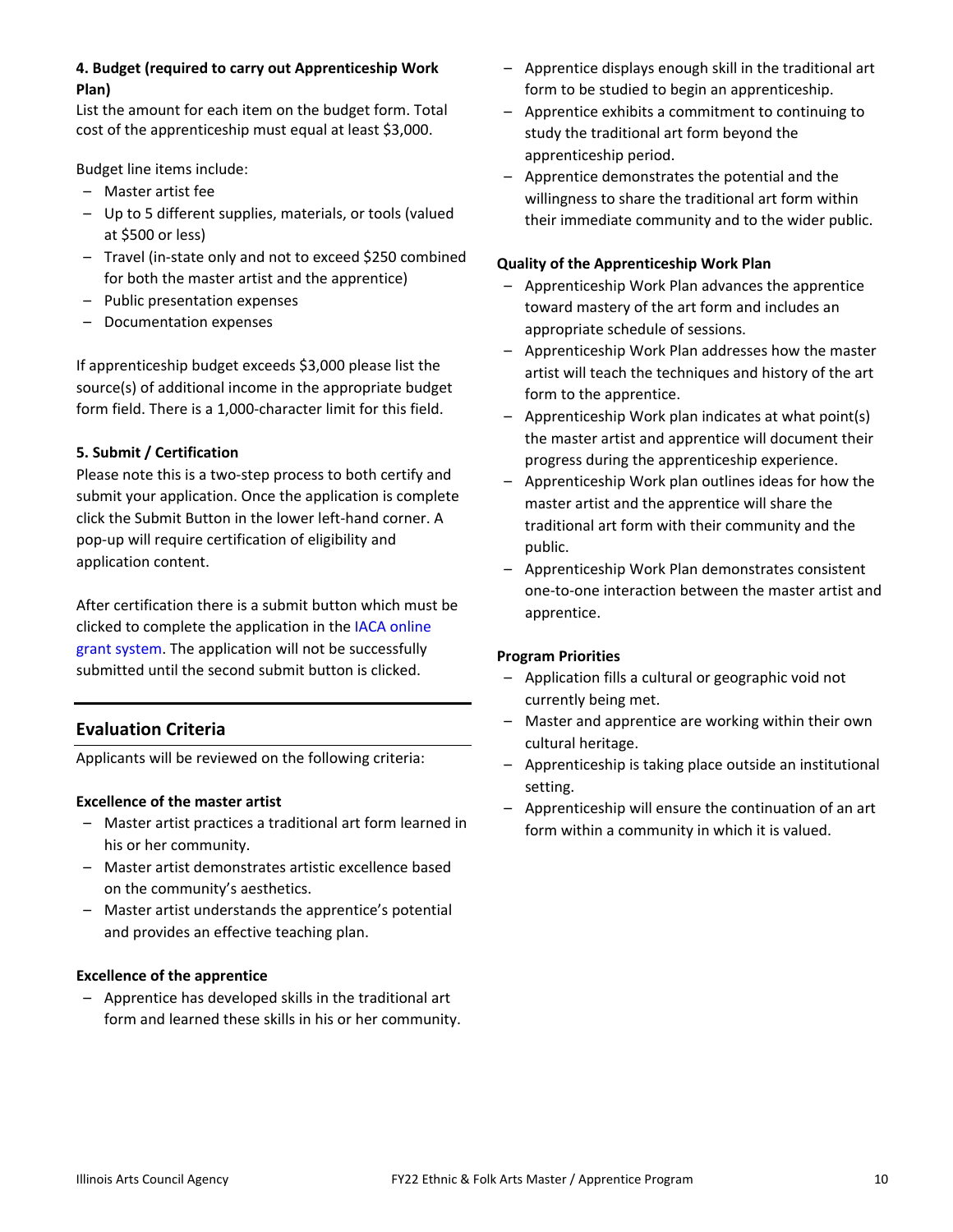**4. Budget (required to carry out Apprenticeship Work Plan)**

List the amount for each item on the budget form. Total cost of the apprenticeship must equal at least $3,000.

Budget line items include:

- Master artist fee
- Up to 5 different supplies, materials, or tools (valued at $500 or less)
- Travel (in-state only and not to exceed $250 combined for both the master artist and the apprentice)
- Public presentation expenses
- Documentation expenses

If apprenticeship budget exceeds $3,000 please list the source(s) of additional income in the appropriate budget form field. There is a 1,000-character limit for this field.

**5. Submit / Certification**

Please note this is a two-step process to both certify and submit your application. Once the application is complete click the Submit Button in the lower left-hand corner. A pop-up will require certification of eligibility and application content.

After certification there is a submit button which must be clicked to complete the application in the IACA online grant system. The application will not be successfully submitted until the second submit button is clicked.

## Evaluation Criteria

Applicants will be reviewed on the following criteria:

**Excellence of the master artist**

- Master artist practices a traditional art form learned in his or her community.
- Master artist demonstrates artistic excellence based on the community's aesthetics.
- Master artist understands the apprentice's potential and provides an effective teaching plan.

**Excellence of the apprentice**

- Apprentice has developed skills in the traditional art form and learned these skills in his or her community.
- Apprentice displays enough skill in the traditional art form to be studied to begin an apprenticeship.
- Apprentice exhibits a commitment to continuing to study the traditional art form beyond the apprenticeship period.
- Apprentice demonstrates the potential and the willingness to share the traditional art form within their immediate community and to the wider public.

**Quality of the Apprenticeship Work Plan**

- Apprenticeship Work Plan advances the apprentice toward mastery of the art form and includes an appropriate schedule of sessions.
- Apprenticeship Work Plan addresses how the master artist will teach the techniques and history of the art form to the apprentice.
- Apprenticeship Work plan indicates at what point(s) the master artist and apprentice will document their progress during the apprenticeship experience.
- Apprenticeship Work plan outlines ideas for how the master artist and the apprentice will share the traditional art form with their community and the public.
- Apprenticeship Work Plan demonstrates consistent one-to-one interaction between the master artist and apprentice.

**Program Priorities**

- Application fills a cultural or geographic void not currently being met.
- Master and apprentice are working within their own cultural heritage.
- Apprenticeship is taking place outside an institutional setting.
- Apprenticeship will ensure the continuation of an art form within a community in which it is valued.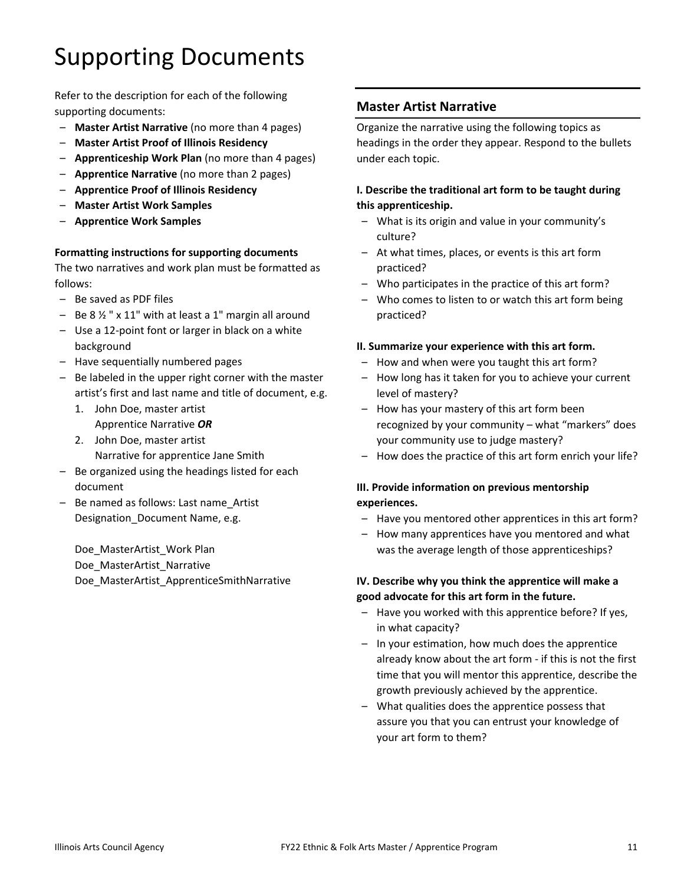# Supporting Documents

Refer to the description for each of the following supporting documents:

- **Master Artist Narrative** (no more than 4 pages)
- **Master Artist Proof of Illinois Residency**
- **Apprenticeship Work Plan** (no more than 4 pages)
- **Apprentice Narrative** (no more than 2 pages)
- **Apprentice Proof of Illinois Residency**
- **Master Artist Work Samples**
- **Apprentice Work Samples**

**Formatting instructions for supporting documents**

The two narratives and work plan must be formatted as follows:

- Be saved as PDF files
- Be 8 ½ " x 11" with at least a 1" margin all around
- Use a 12-point font or larger in black on a white background
- Have sequentially numbered pages
- Be labeled in the upper right corner with the master artist's first and last name and title of document, e.g.
  1. John Doe, master artist
     Apprentice Narrative ***OR***
  2. John Doe, master artist
     Narrative for apprentice Jane Smith
- Be organized using the headings listed for each document
- Be named as follows: Last name_Artist Designation_Document Name, e.g.

  Doe_MasterArtist_Work Plan
  Doe_MasterArtist_Narrative
  Doe_MasterArtist_ApprenticeSmithNarrative

## Master Artist Narrative

Organize the narrative using the following topics as headings in the order they appear. Respond to the bullets under each topic.

**I. Describe the traditional art form to be taught during this apprenticeship.**

- What is its origin and value in your community's culture?
- At what times, places, or events is this art form practiced?
- Who participates in the practice of this art form?
- Who comes to listen to or watch this art form being practiced?

**II. Summarize your experience with this art form.**

- How and when were you taught this art form?
- How long has it taken for you to achieve your current level of mastery?
- How has your mastery of this art form been recognized by your community – what "markers" does your community use to judge mastery?
- How does the practice of this art form enrich your life?

**III. Provide information on previous mentorship experiences.**

- Have you mentored other apprentices in this art form?
- How many apprentices have you mentored and what was the average length of those apprenticeships?

**IV. Describe why you think the apprentice will make a good advocate for this art form in the future.**

- Have you worked with this apprentice before? If yes, in what capacity?
- In your estimation, how much does the apprentice already know about the art form - if this is not the first time that you will mentor this apprentice, describe the growth previously achieved by the apprentice.
- What qualities does the apprentice possess that assure you that you can entrust your knowledge of your art form to them?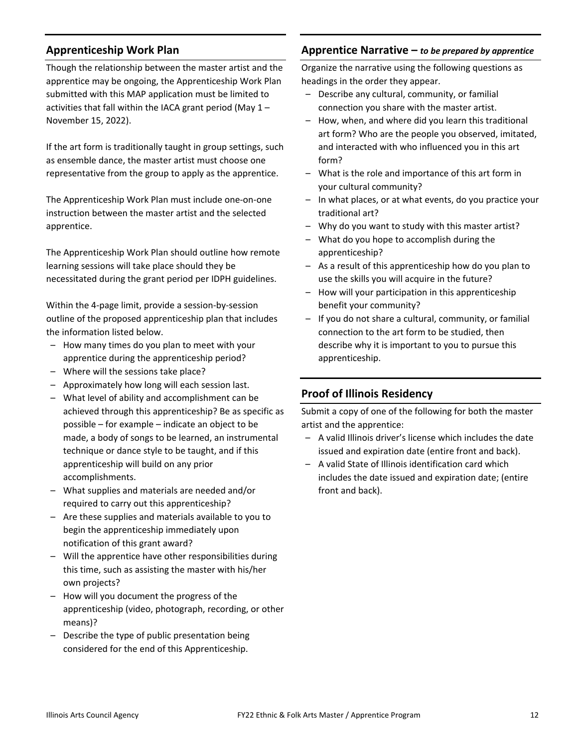## Apprenticeship Work Plan

Though the relationship between the master artist and the apprentice may be ongoing, the Apprenticeship Work Plan submitted with this MAP application must be limited to activities that fall within the IACA grant period (May 1 – November 15, 2022).

If the art form is traditionally taught in group settings, such as ensemble dance, the master artist must choose one representative from the group to apply as the apprentice.

The Apprenticeship Work Plan must include one-on-one instruction between the master artist and the selected apprentice.

The Apprenticeship Work Plan should outline how remote learning sessions will take place should they be necessitated during the grant period per IDPH guidelines.

Within the 4-page limit, provide a session-by-session outline of the proposed apprenticeship plan that includes the information listed below.

- How many times do you plan to meet with your apprentice during the apprenticeship period?
- Where will the sessions take place?
- Approximately how long will each session last.
- What level of ability and accomplishment can be achieved through this apprenticeship? Be as specific as possible – for example – indicate an object to be made, a body of songs to be learned, an instrumental technique or dance style to be taught, and if this apprenticeship will build on any prior accomplishments.
- What supplies and materials are needed and/or required to carry out this apprenticeship?
- Are these supplies and materials available to you to begin the apprenticeship immediately upon notification of this grant award?
- Will the apprentice have other responsibilities during this time, such as assisting the master with his/her own projects?
- How will you document the progress of the apprenticeship (video, photograph, recording, or other means)?
- Describe the type of public presentation being considered for the end of this Apprenticeship.

## Apprentice Narrative – *to be prepared by apprentice*

Organize the narrative using the following questions as headings in the order they appear.

- Describe any cultural, community, or familial connection you share with the master artist.
- How, when, and where did you learn this traditional art form? Who are the people you observed, imitated, and interacted with who influenced you in this art form?
- What is the role and importance of this art form in your cultural community?
- In what places, or at what events, do you practice your traditional art?
- Why do you want to study with this master artist?
- What do you hope to accomplish during the apprenticeship?
- As a result of this apprenticeship how do you plan to use the skills you will acquire in the future?
- How will your participation in this apprenticeship benefit your community?
- If you do not share a cultural, community, or familial connection to the art form to be studied, then describe why it is important to you to pursue this apprenticeship.

## Proof of Illinois Residency

Submit a copy of one of the following for both the master artist and the apprentice:

- A valid Illinois driver's license which includes the date issued and expiration date (entire front and back).
- A valid State of Illinois identification card which includes the date issued and expiration date; (entire front and back).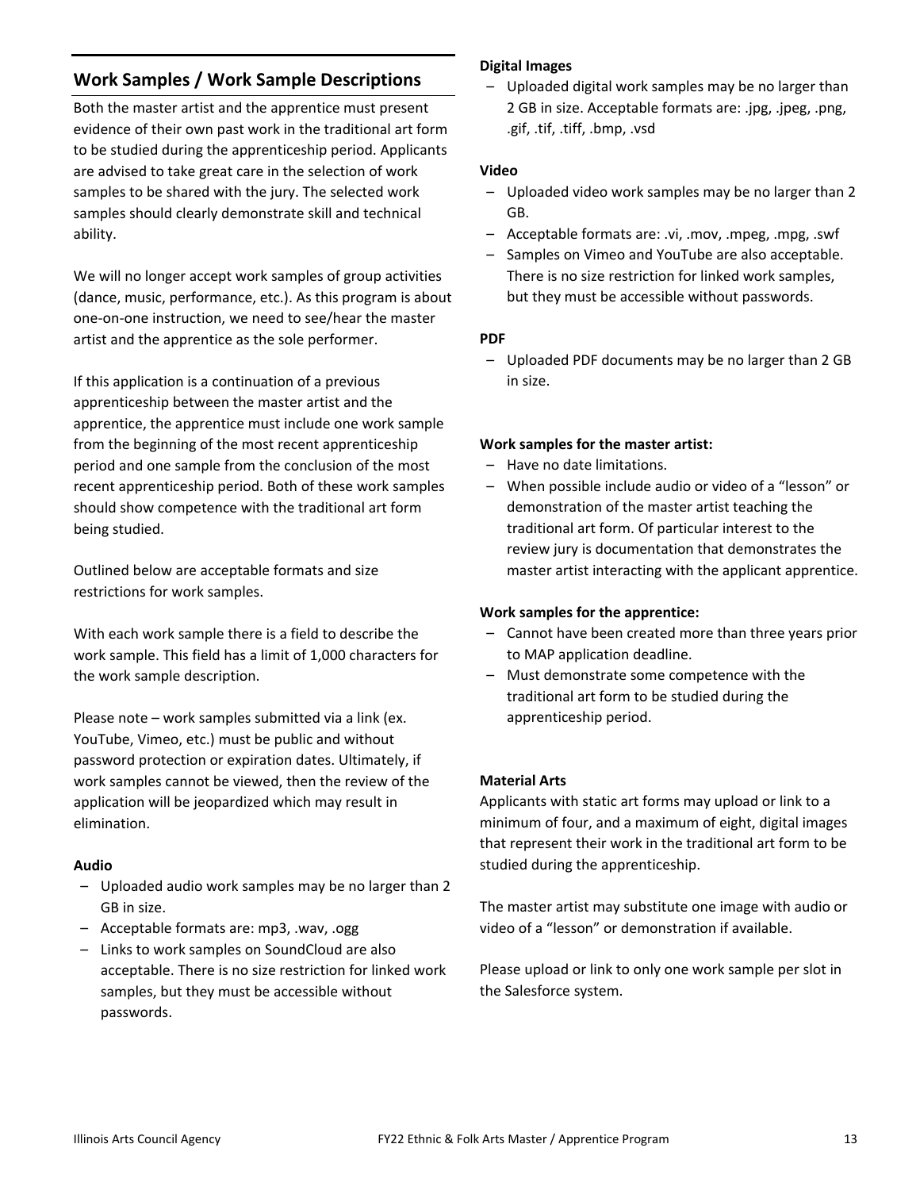## Work Samples / Work Sample Descriptions

Both the master artist and the apprentice must present evidence of their own past work in the traditional art form to be studied during the apprenticeship period. Applicants are advised to take great care in the selection of work samples to be shared with the jury. The selected work samples should clearly demonstrate skill and technical ability.

We will no longer accept work samples of group activities (dance, music, performance, etc.). As this program is about one-on-one instruction, we need to see/hear the master artist and the apprentice as the sole performer.

If this application is a continuation of a previous apprenticeship between the master artist and the apprentice, the apprentice must include one work sample from the beginning of the most recent apprenticeship period and one sample from the conclusion of the most recent apprenticeship period. Both of these work samples should show competence with the traditional art form being studied.

Outlined below are acceptable formats and size restrictions for work samples.

With each work sample there is a field to describe the work sample. This field has a limit of 1,000 characters for the work sample description.

Please note – work samples submitted via a link (ex. YouTube, Vimeo, etc.) must be public and without password protection or expiration dates. Ultimately, if work samples cannot be viewed, then the review of the application will be jeopardized which may result in elimination.

**Audio**

- Uploaded audio work samples may be no larger than 2 GB in size.
- Acceptable formats are: mp3, .wav, .ogg
- Links to work samples on SoundCloud are also acceptable. There is no size restriction for linked work samples, but they must be accessible without passwords.

**Digital Images**

- Uploaded digital work samples may be no larger than 2 GB in size. Acceptable formats are: .jpg, .jpeg, .png, .gif, .tif, .tiff, .bmp, .vsd

**Video**

- Uploaded video work samples may be no larger than 2 GB.
- Acceptable formats are: .vi, .mov, .mpeg, .mpg, .swf
- Samples on Vimeo and YouTube are also acceptable. There is no size restriction for linked work samples, but they must be accessible without passwords.

**PDF**

- Uploaded PDF documents may be no larger than 2 GB in size.

**Work samples for the master artist:**

- Have no date limitations.
- When possible include audio or video of a "lesson" or demonstration of the master artist teaching the traditional art form. Of particular interest to the review jury is documentation that demonstrates the master artist interacting with the applicant apprentice.

**Work samples for the apprentice:**

- Cannot have been created more than three years prior to MAP application deadline.
- Must demonstrate some competence with the traditional art form to be studied during the apprenticeship period.

**Material Arts**

Applicants with static art forms may upload or link to a minimum of four, and a maximum of eight, digital images that represent their work in the traditional art form to be studied during the apprenticeship.

The master artist may substitute one image with audio or video of a "lesson" or demonstration if available.

Please upload or link to only one work sample per slot in the Salesforce system.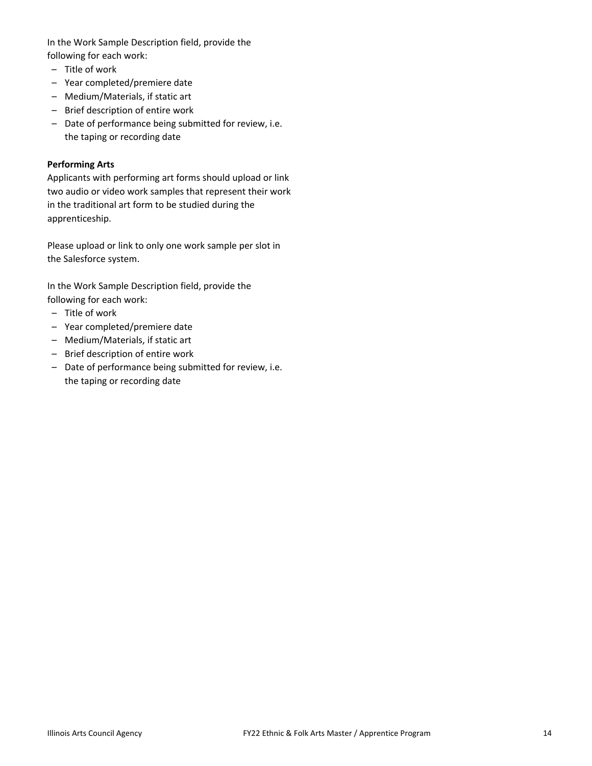In the Work Sample Description field, provide the following for each work:

- Title of work
- Year completed/premiere date
- Medium/Materials, if static art
- Brief description of entire work
- Date of performance being submitted for review, i.e. the taping or recording date

**Performing Arts**

Applicants with performing art forms should upload or link two audio or video work samples that represent their work in the traditional art form to be studied during the apprenticeship.

Please upload or link to only one work sample per slot in the Salesforce system.

In the Work Sample Description field, provide the following for each work:

- Title of work
- Year completed/premiere date
- Medium/Materials, if static art
- Brief description of entire work
- Date of performance being submitted for review, i.e. the taping or recording date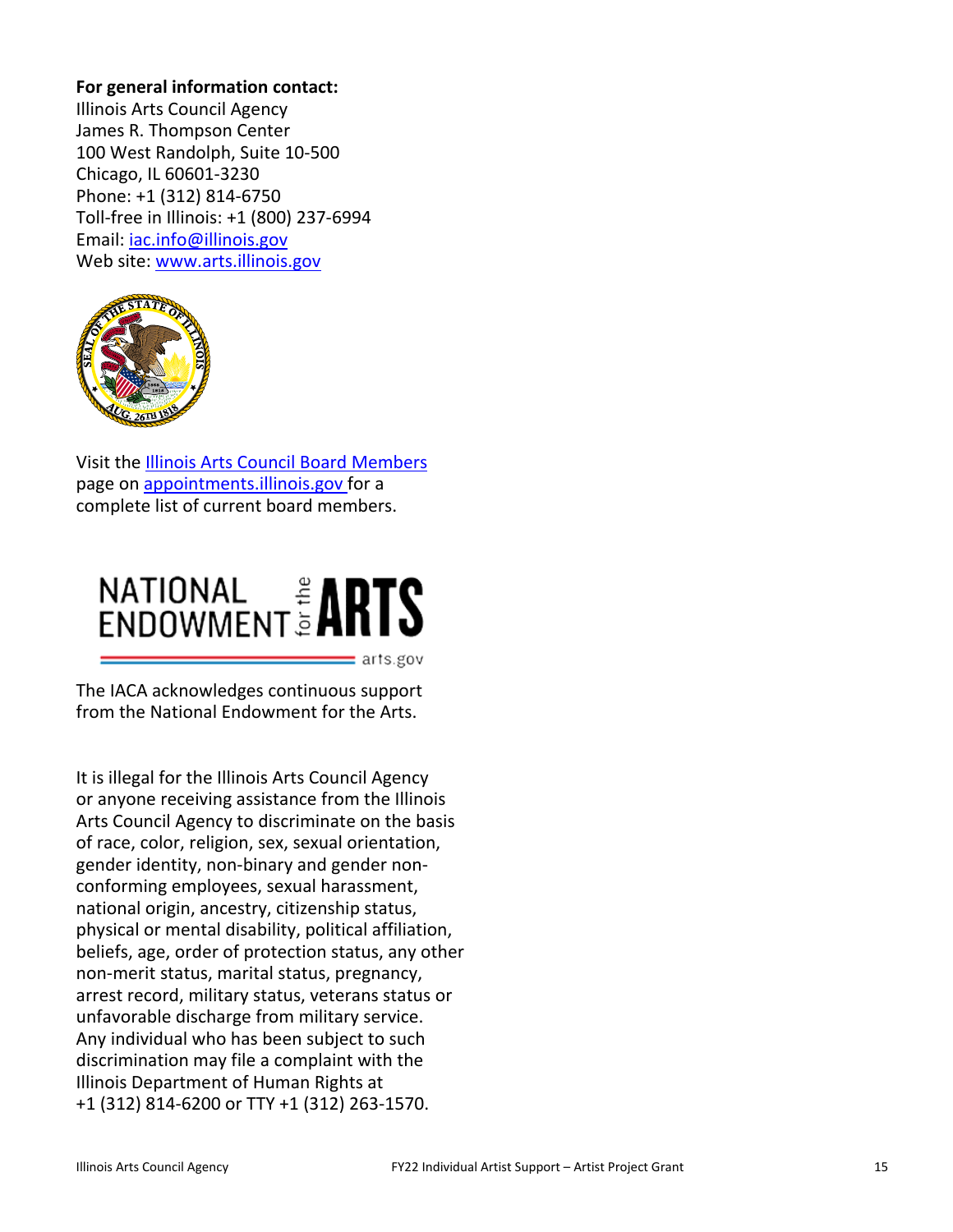**For general information contact:**
Illinois Arts Council Agency
James R. Thompson Center
100 West Randolph, Suite 10-500
Chicago, IL 60601-3230
Phone: +1 (312) 814-6750
Toll-free in Illinois: +1 (800) 237-6994
Email: iac.info@illinois.gov
Web site: www.arts.illinois.gov

Visit the Illinois Arts Council Board Members page on appointments.illinois.gov for a complete list of current board members.

The IACA acknowledges continuous support from the National Endowment for the Arts.

It is illegal for the Illinois Arts Council Agency or anyone receiving assistance from the Illinois Arts Council Agency to discriminate on the basis of race, color, religion, sex, sexual orientation, gender identity, non-binary and gender non-conforming employees, sexual harassment, national origin, ancestry, citizenship status, physical or mental disability, political affiliation, beliefs, age, order of protection status, any other non-merit status, marital status, pregnancy, arrest record, military status, veterans status or unfavorable discharge from military service. Any individual who has been subject to such discrimination may file a complaint with the Illinois Department of Human Rights at +1 (312) 814-6200 or TTY +1 (312) 263-1570.